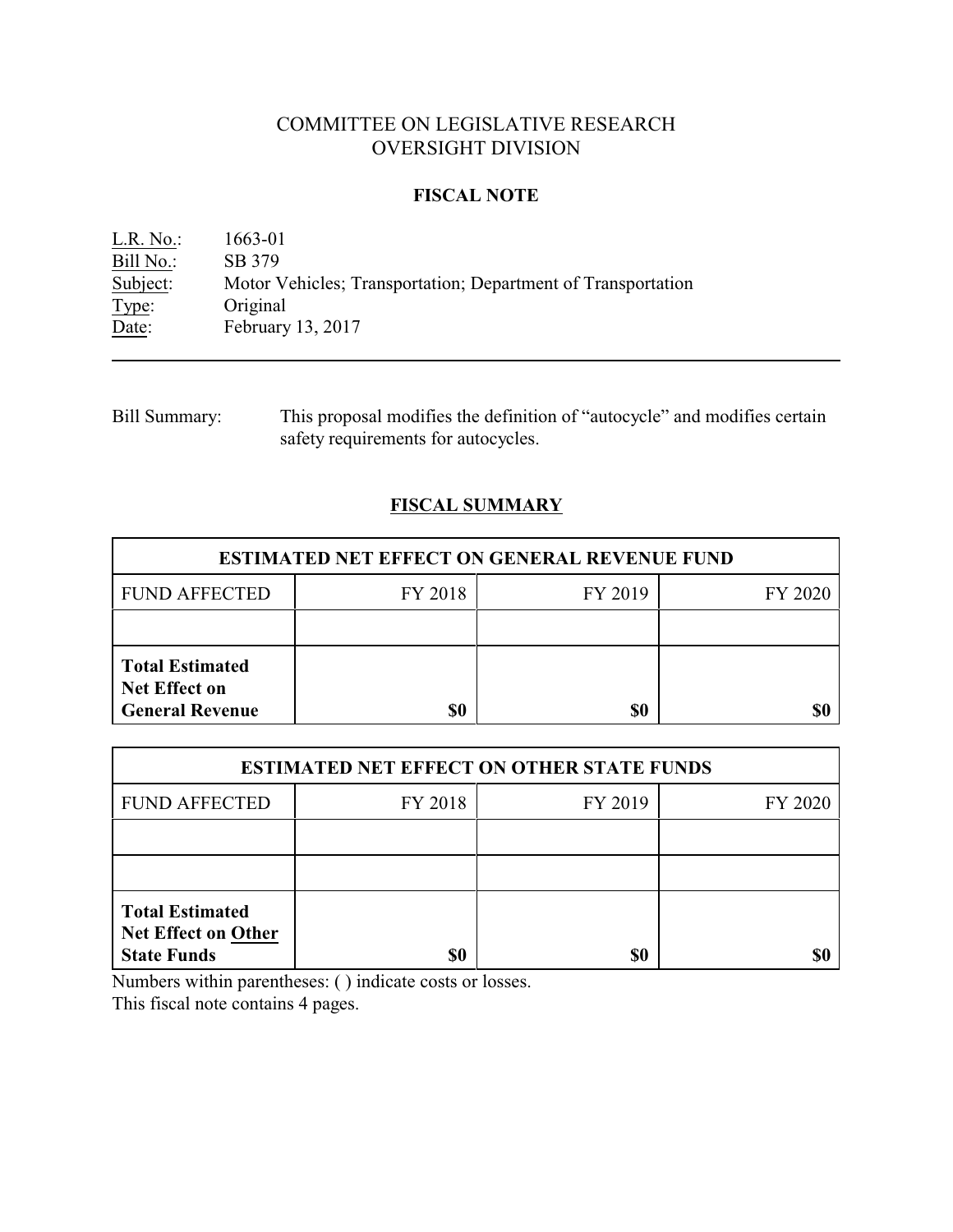# COMMITTEE ON LEGISLATIVE RESEARCH
# OVERSIGHT DIVISION

## FISCAL NOTE

L.R. No.: 1663-01
Bill No.: SB 379
Subject: Motor Vehicles; Transportation; Department of Transportation
Type: Original
Date: February 13, 2017

---

Bill Summary: This proposal modifies the definition of "autocycle" and modifies certain safety requirements for autocycles.

## FISCAL SUMMARY

| ESTIMATED NET EFFECT ON GENERAL REVENUE FUND | | | |
|---|---|---|---|
| FUND AFFECTED | FY 2018 | FY 2019 | FY 2020 |
| | | | |
| **Total Estimated Net Effect on General Revenue** | **$0** | **$0** | **$0** |

| ESTIMATED NET EFFECT ON OTHER STATE FUNDS | | | |
|---|---|---|---|
| FUND AFFECTED | FY 2018 | FY 2019 | FY 2020 |
| | | | |
| | | | |
| **Total Estimated Net Effect on Other State Funds** | **$0** | **$0** | **$0** |

Numbers within parentheses: ( ) indicate costs or losses.
This fiscal note contains 4 pages.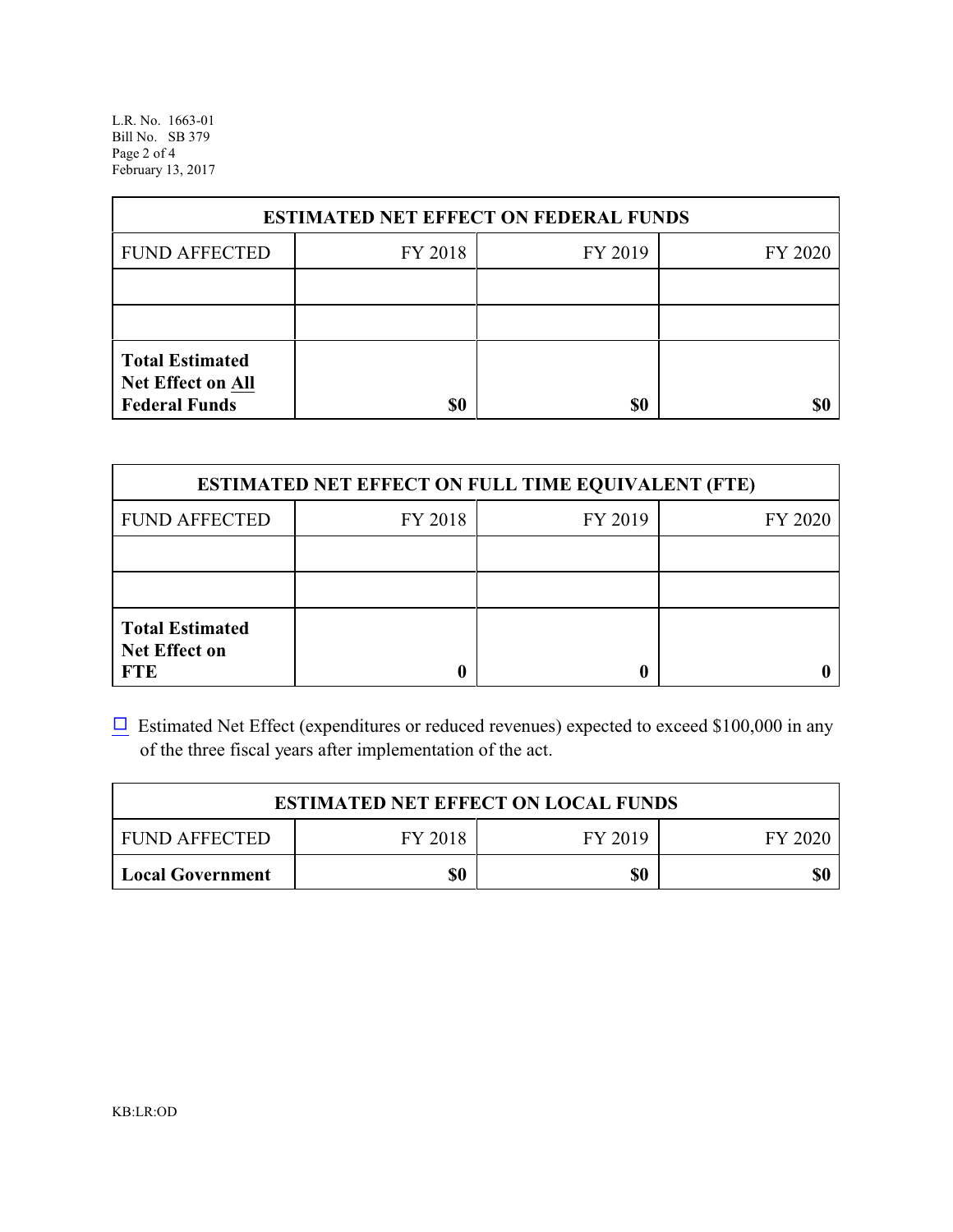| ESTIMATED NET EFFECT ON FEDERAL FUNDS | | | |
|---|---|---|---|
| FUND AFFECTED | FY 2018 | FY 2019 | FY 2020 |
| | | | |
| | | | |
| **Total Estimated Net Effect on All Federal Funds** | **$0** | **$0** | **$0** |

| ESTIMATED NET EFFECT ON FULL TIME EQUIVALENT (FTE) | | | |
|---|---|---|---|
| FUND AFFECTED | FY 2018 | FY 2019 | FY 2020 |
| | | | |
| | | | |
| **Total Estimated Net Effect on FTE** | **0** | **0** | **0** |

☐ Estimated Net Effect (expenditures or reduced revenues) expected to exceed $100,000 in any of the three fiscal years after implementation of the act.

| ESTIMATED NET EFFECT ON LOCAL FUNDS | | | |
|---|---|---|---|
| FUND AFFECTED | FY 2018 | FY 2019 | FY 2020 |
| **Local Government** | **$0** | **$0** | **$0** |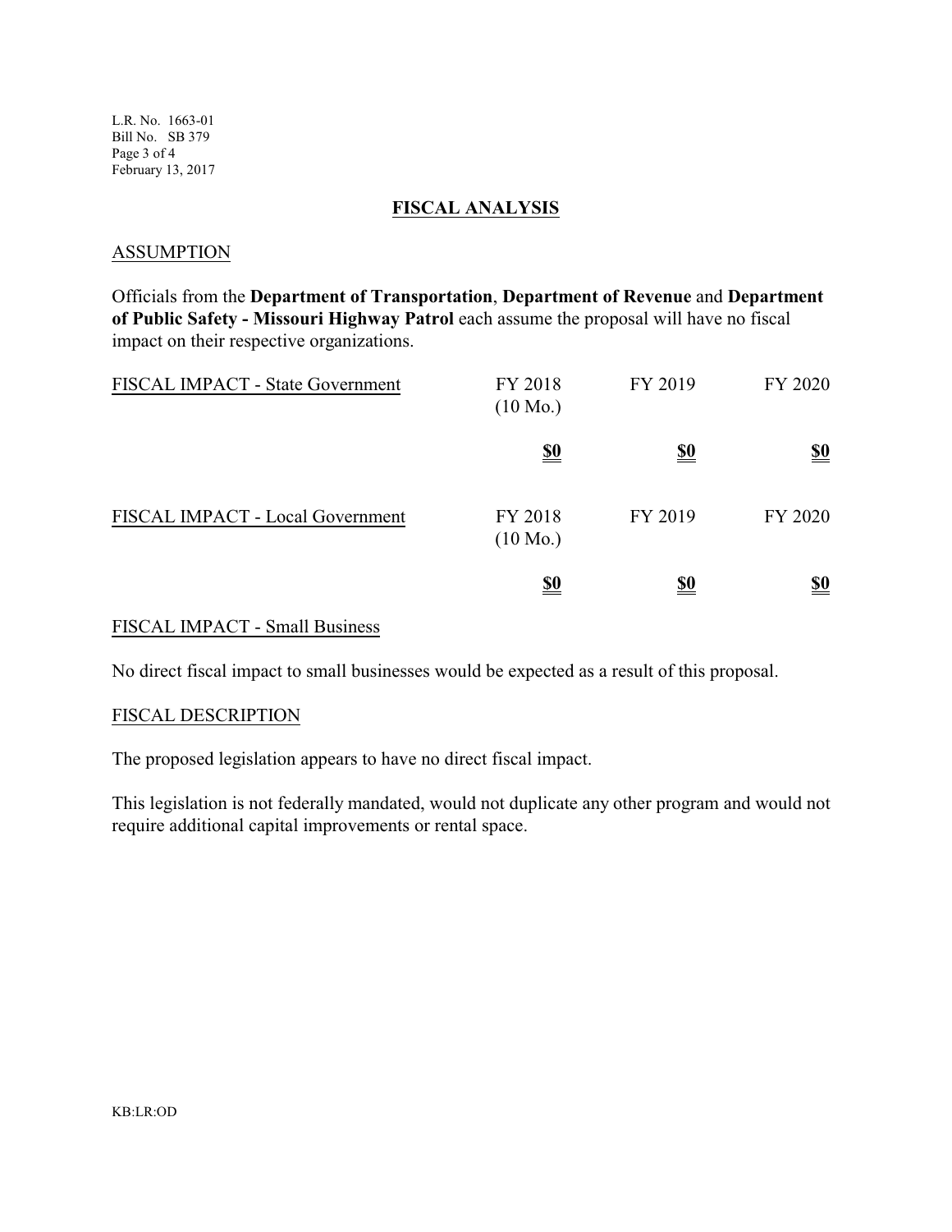## FISCAL ANALYSIS

### ASSUMPTION

Officials from the **Department of Transportation**, **Department of Revenue** and **Department of Public Safety - Missouri Highway Patrol** each assume the proposal will have no fiscal impact on their respective organizations.

| FISCAL IMPACT - State Government | FY 2018 (10 Mo.) | FY 2019 | FY 2020 |
|---|---|---|---|
| | **$0** | **$0** | **$0** |

| FISCAL IMPACT - Local Government | FY 2018 (10 Mo.) | FY 2019 | FY 2020 |
|---|---|---|---|
| | **$0** | **$0** | **$0** |

### FISCAL IMPACT - Small Business

No direct fiscal impact to small businesses would be expected as a result of this proposal.

### FISCAL DESCRIPTION

The proposed legislation appears to have no direct fiscal impact.

This legislation is not federally mandated, would not duplicate any other program and would not require additional capital improvements or rental space.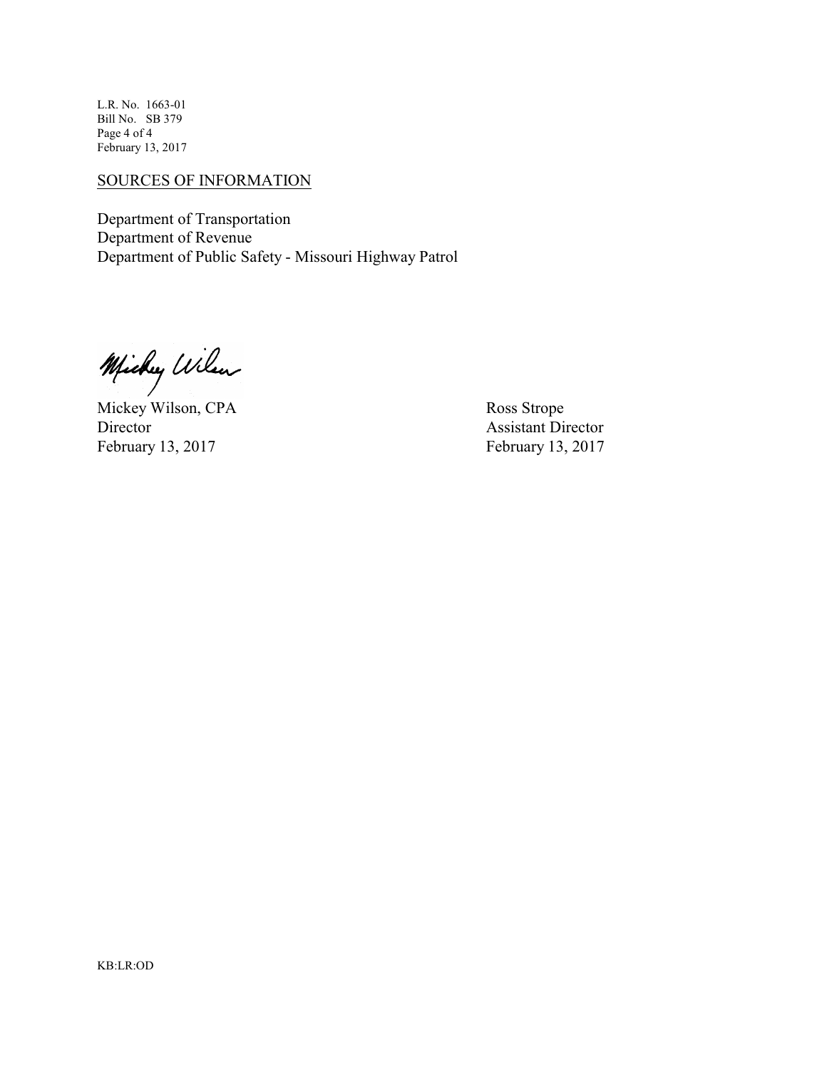## SOURCES OF INFORMATION

Department of Transportation
Department of Revenue
Department of Public Safety - Missouri Highway Patrol

Mickey Wilson, CPA
Director
February 13, 2017

Ross Strope
Assistant Director
February 13, 2017

KB:LR:OD